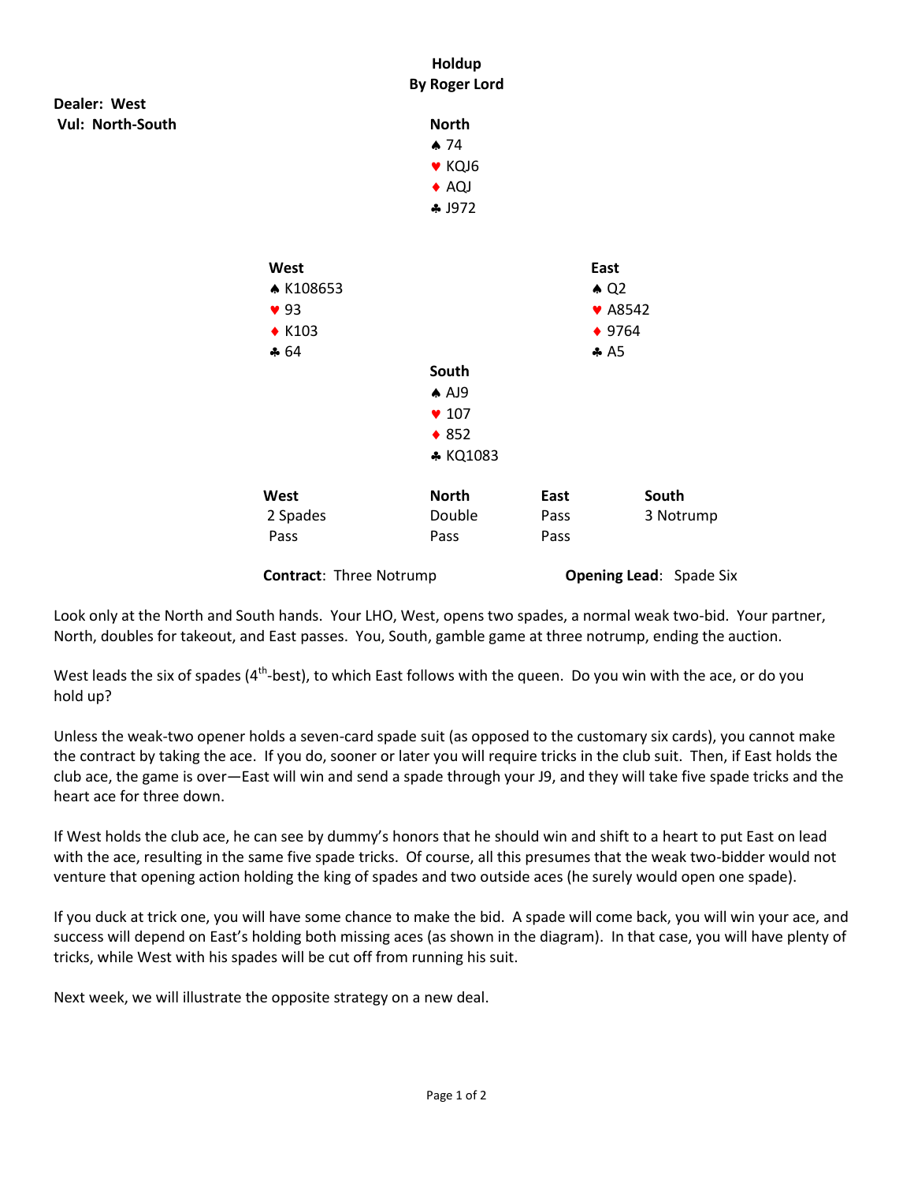# Holdup
## By Roger Lord

**Dealer: West**
**Vul: North-South**

**North**
♠ 74
♥ KQJ6
♦ AQJ
♣ J972

**West**
♠ K108653
♥ 93
♦ K103
♣ 64

**East**
♠ Q2
♥ A8542
♦ 9764
♣ A5

**South**
♠ AJ9
♥ 107
♦ 852
♣ KQ1083

| West | North | East | South |
|---|---|---|---|
| 2 Spades | Double | Pass | 3 Notrump |
| Pass | Pass | Pass | |

**Contract**: Three Notrump    **Opening Lead**: Spade Six

Look only at the North and South hands. Your LHO, West, opens two spades, a normal weak two-bid. Your partner, North, doubles for takeout, and East passes. You, South, gamble game at three notrump, ending the auction.

West leads the six of spades (4th-best), to which East follows with the queen. Do you win with the ace, or do you hold up?

Unless the weak-two opener holds a seven-card spade suit (as opposed to the customary six cards), you cannot make the contract by taking the ace. If you do, sooner or later you will require tricks in the club suit. Then, if East holds the club ace, the game is over—East will win and send a spade through your J9, and they will take five spade tricks and the heart ace for three down.

If West holds the club ace, he can see by dummy's honors that he should win and shift to a heart to put East on lead with the ace, resulting in the same five spade tricks. Of course, all this presumes that the weak two-bidder would not venture that opening action holding the king of spades and two outside aces (he surely would open one spade).

If you duck at trick one, you will have some chance to make the bid. A spade will come back, you will win your ace, and success will depend on East's holding both missing aces (as shown in the diagram). In that case, you will have plenty of tricks, while West with his spades will be cut off from running his suit.

Next week, we will illustrate the opposite strategy on a new deal.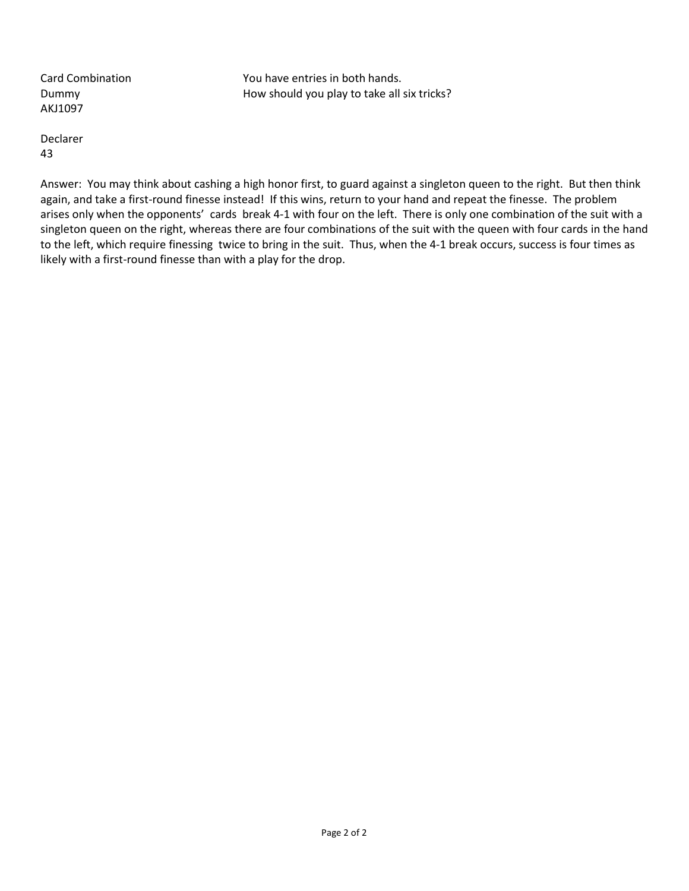Card Combination

Dummy

AKJ1097

You have entries in both hands.

How should you play to take all six tricks?

Declarer

43

Answer: You may think about cashing a high honor first, to guard against a singleton queen to the right. But then think again, and take a first-round finesse instead! If this wins, return to your hand and repeat the finesse. The problem arises only when the opponents' cards break 4-1 with four on the left. There is only one combination of the suit with a singleton queen on the right, whereas there are four combinations of the suit with the queen with four cards in the hand to the left, which require finessing twice to bring in the suit. Thus, when the 4-1 break occurs, success is four times as likely with a first-round finesse than with a play for the drop.